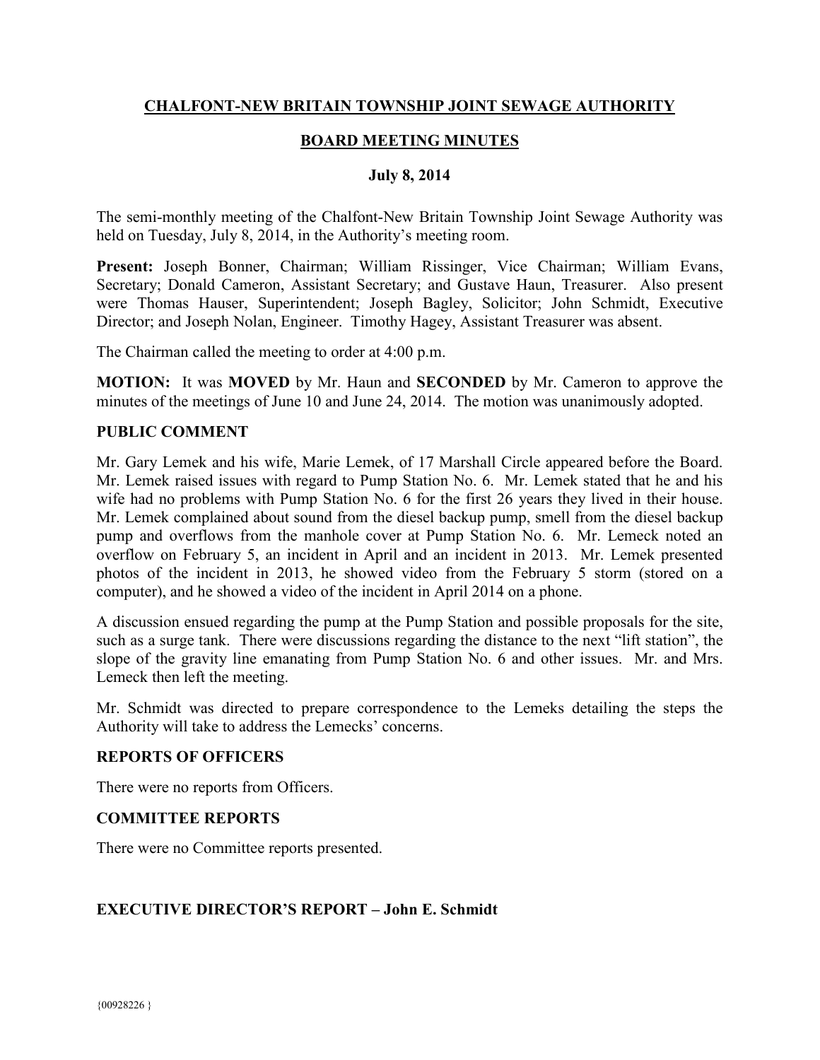**CHALFONT-NEW BRITAIN TOWNSHIP JOINT SEWAGE AUTHORITY**

**BOARD MEETING MINUTES**

**July 8, 2014**

The semi-monthly meeting of the Chalfont-New Britain Township Joint Sewage Authority was held on Tuesday, July 8, 2014, in the Authority's meeting room.

**Present:** Joseph Bonner, Chairman; William Rissinger, Vice Chairman; William Evans, Secretary; Donald Cameron, Assistant Secretary; and Gustave Haun, Treasurer. Also present were Thomas Hauser, Superintendent; Joseph Bagley, Solicitor; John Schmidt, Executive Director; and Joseph Nolan, Engineer. Timothy Hagey, Assistant Treasurer was absent.

The Chairman called the meeting to order at 4:00 p.m.

**MOTION:** It was **MOVED** by Mr. Haun and **SECONDED** by Mr. Cameron to approve the minutes of the meetings of June 10 and June 24, 2014. The motion was unanimously adopted.

## PUBLIC COMMENT

Mr. Gary Lemek and his wife, Marie Lemek, of 17 Marshall Circle appeared before the Board. Mr. Lemek raised issues with regard to Pump Station No. 6. Mr. Lemek stated that he and his wife had no problems with Pump Station No. 6 for the first 26 years they lived in their house. Mr. Lemek complained about sound from the diesel backup pump, smell from the diesel backup pump and overflows from the manhole cover at Pump Station No. 6. Mr. Lemeck noted an overflow on February 5, an incident in April and an incident in 2013. Mr. Lemek presented photos of the incident in 2013, he showed video from the February 5 storm (stored on a computer), and he showed a video of the incident in April 2014 on a phone.

A discussion ensued regarding the pump at the Pump Station and possible proposals for the site, such as a surge tank. There were discussions regarding the distance to the next "lift station", the slope of the gravity line emanating from Pump Station No. 6 and other issues. Mr. and Mrs. Lemeck then left the meeting.

Mr. Schmidt was directed to prepare correspondence to the Lemeks detailing the steps the Authority will take to address the Lemecks' concerns.

## REPORTS OF OFFICERS

There were no reports from Officers.

## COMMITTEE REPORTS

There were no Committee reports presented.

## EXECUTIVE DIRECTOR'S REPORT – John E. Schmidt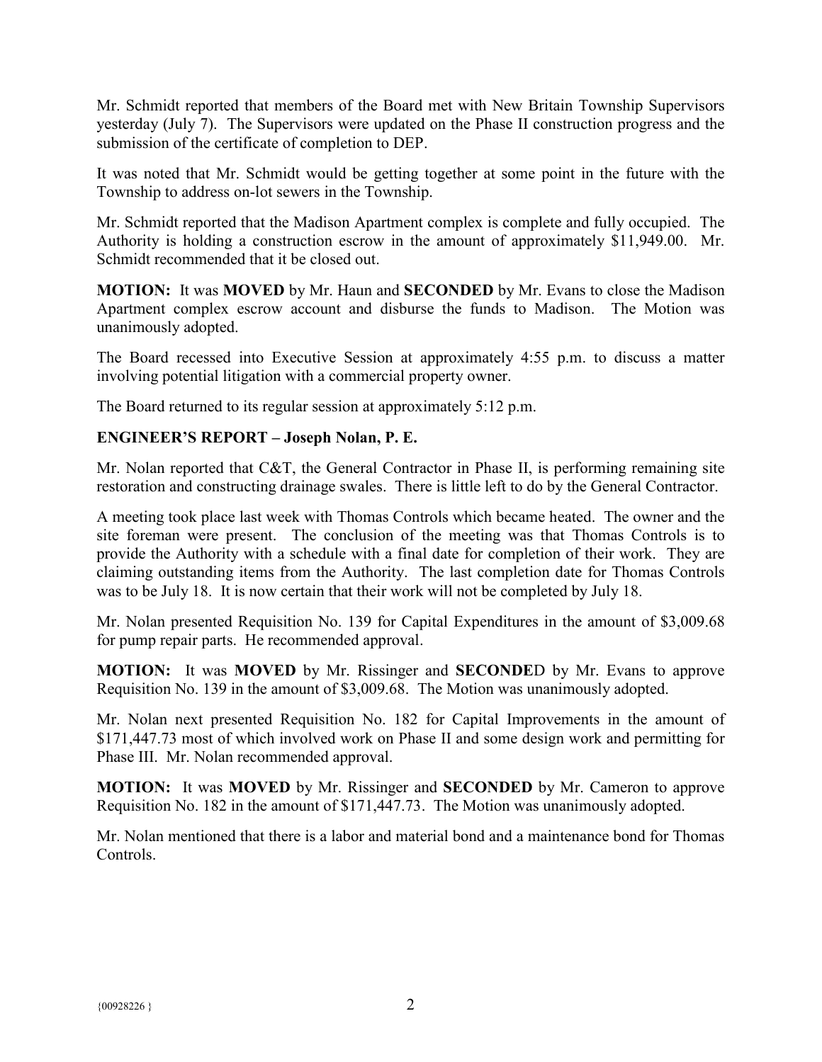Mr. Schmidt reported that members of the Board met with New Britain Township Supervisors yesterday (July 7). The Supervisors were updated on the Phase II construction progress and the submission of the certificate of completion to DEP.

It was noted that Mr. Schmidt would be getting together at some point in the future with the Township to address on-lot sewers in the Township.

Mr. Schmidt reported that the Madison Apartment complex is complete and fully occupied. The Authority is holding a construction escrow in the amount of approximately $11,949.00. Mr. Schmidt recommended that it be closed out.

**MOTION:** It was **MOVED** by Mr. Haun and **SECONDED** by Mr. Evans to close the Madison Apartment complex escrow account and disburse the funds to Madison. The Motion was unanimously adopted.

The Board recessed into Executive Session at approximately 4:55 p.m. to discuss a matter involving potential litigation with a commercial property owner.

The Board returned to its regular session at approximately 5:12 p.m.

**ENGINEER'S REPORT – Joseph Nolan, P. E.**

Mr. Nolan reported that C&T, the General Contractor in Phase II, is performing remaining site restoration and constructing drainage swales. There is little left to do by the General Contractor.

A meeting took place last week with Thomas Controls which became heated. The owner and the site foreman were present. The conclusion of the meeting was that Thomas Controls is to provide the Authority with a schedule with a final date for completion of their work. They are claiming outstanding items from the Authority. The last completion date for Thomas Controls was to be July 18. It is now certain that their work will not be completed by July 18.

Mr. Nolan presented Requisition No. 139 for Capital Expenditures in the amount of $3,009.68 for pump repair parts. He recommended approval.

**MOTION:** It was **MOVED** by Mr. Rissinger and **SECONDE**D by Mr. Evans to approve Requisition No. 139 in the amount of $3,009.68. The Motion was unanimously adopted.

Mr. Nolan next presented Requisition No. 182 for Capital Improvements in the amount of $171,447.73 most of which involved work on Phase II and some design work and permitting for Phase III. Mr. Nolan recommended approval.

**MOTION:** It was **MOVED** by Mr. Rissinger and **SECONDED** by Mr. Cameron to approve Requisition No. 182 in the amount of $171,447.73. The Motion was unanimously adopted.

Mr. Nolan mentioned that there is a labor and material bond and a maintenance bond for Thomas Controls.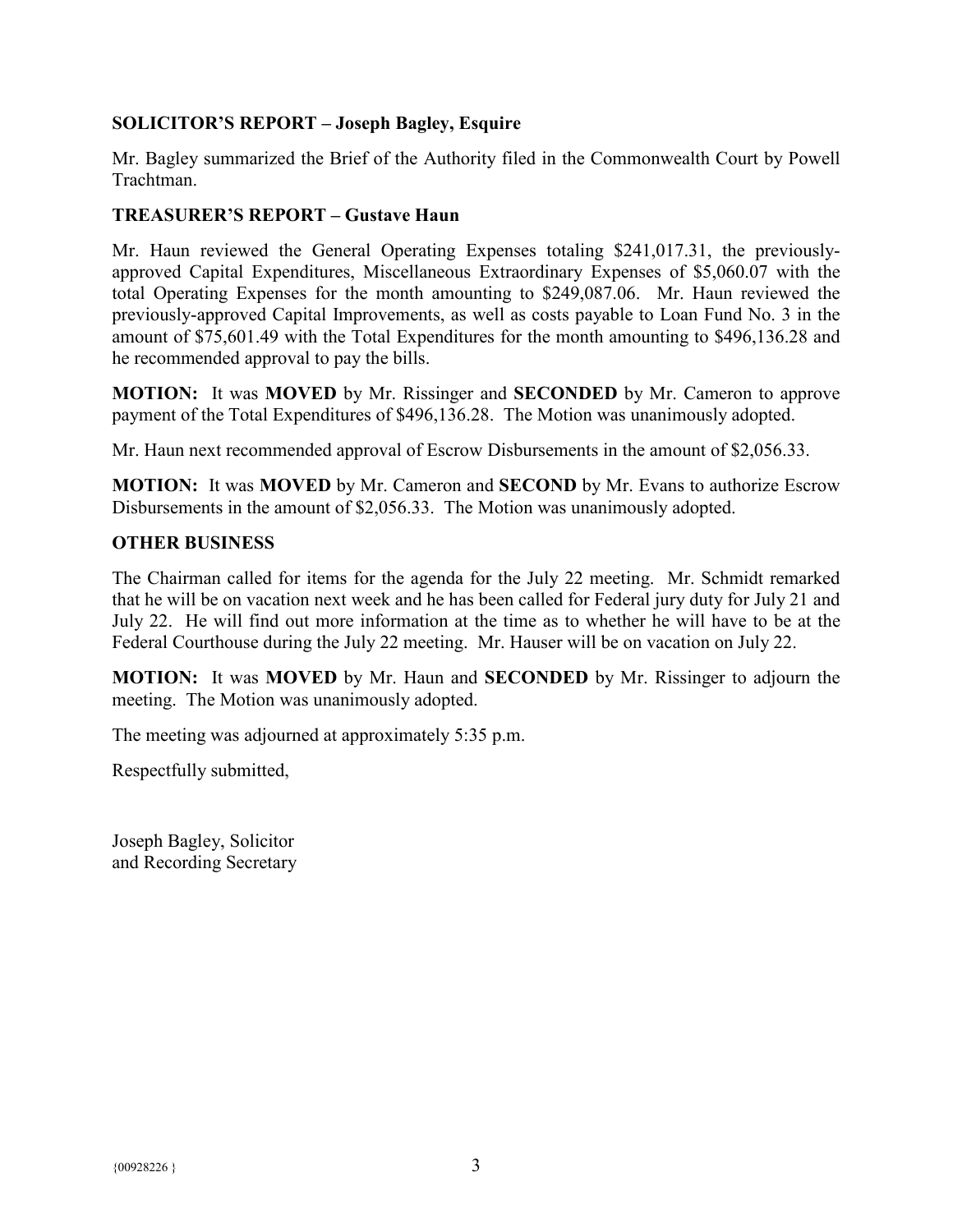**SOLICITOR'S REPORT – Joseph Bagley, Esquire**

Mr. Bagley summarized the Brief of the Authority filed in the Commonwealth Court by Powell Trachtman.

**TREASURER'S REPORT – Gustave Haun**

Mr. Haun reviewed the General Operating Expenses totaling $241,017.31, the previously-approved Capital Expenditures, Miscellaneous Extraordinary Expenses of $5,060.07 with the total Operating Expenses for the month amounting to $249,087.06. Mr. Haun reviewed the previously-approved Capital Improvements, as well as costs payable to Loan Fund No. 3 in the amount of $75,601.49 with the Total Expenditures for the month amounting to $496,136.28 and he recommended approval to pay the bills.

**MOTION:** It was **MOVED** by Mr. Rissinger and **SECONDED** by Mr. Cameron to approve payment of the Total Expenditures of $496,136.28. The Motion was unanimously adopted.

Mr. Haun next recommended approval of Escrow Disbursements in the amount of $2,056.33.

**MOTION:** It was **MOVED** by Mr. Cameron and **SECOND** by Mr. Evans to authorize Escrow Disbursements in the amount of $2,056.33. The Motion was unanimously adopted.

**OTHER BUSINESS**

The Chairman called for items for the agenda for the July 22 meeting. Mr. Schmidt remarked that he will be on vacation next week and he has been called for Federal jury duty for July 21 and July 22. He will find out more information at the time as to whether he will have to be at the Federal Courthouse during the July 22 meeting. Mr. Hauser will be on vacation on July 22.

**MOTION:** It was **MOVED** by Mr. Haun and **SECONDED** by Mr. Rissinger to adjourn the meeting. The Motion was unanimously adopted.

The meeting was adjourned at approximately 5:35 p.m.

Respectfully submitted,

Joseph Bagley, Solicitor
and Recording Secretary

{00928226 }